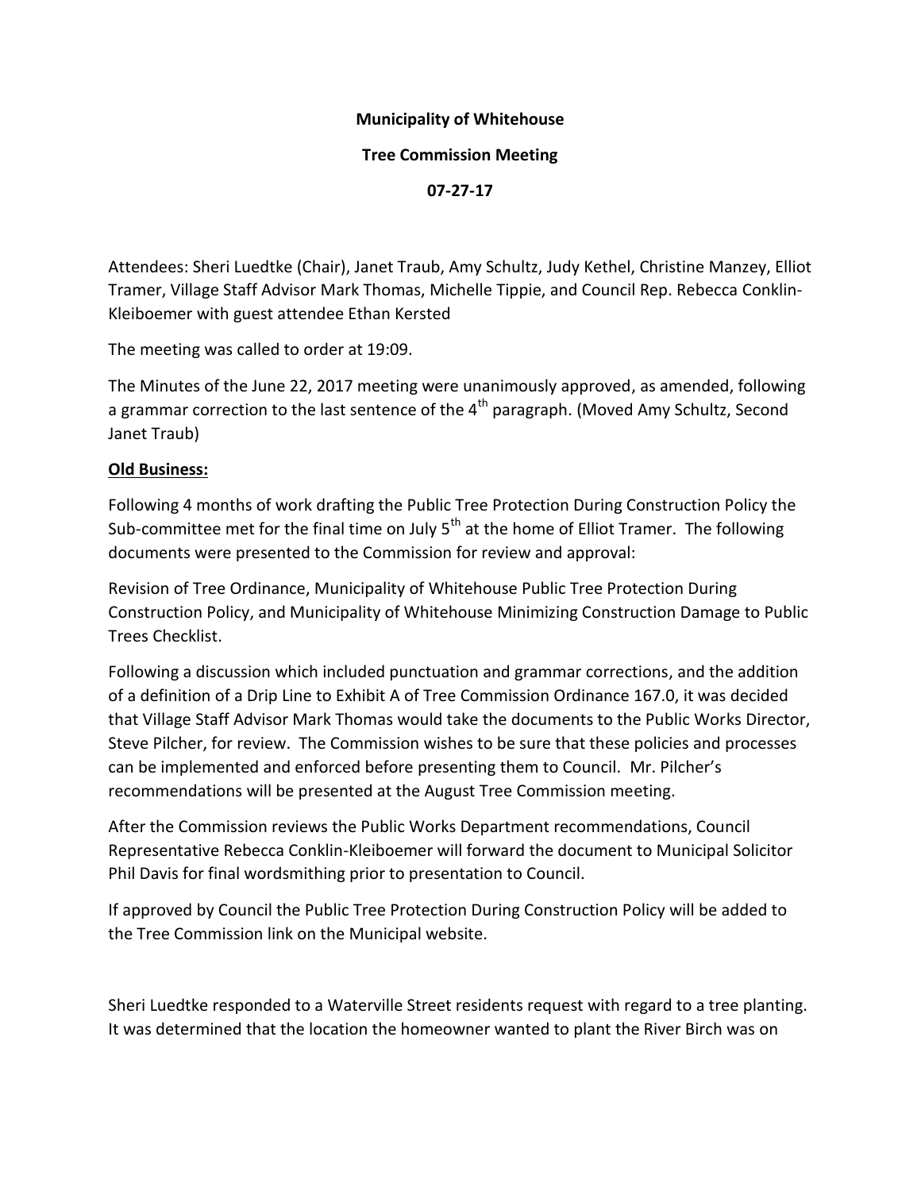**Municipality of Whitehouse**

**Tree Commission Meeting**

**07-27-17**

Attendees: Sheri Luedtke (Chair), Janet Traub, Amy Schultz, Judy Kethel, Christine Manzey, Elliot Tramer, Village Staff Advisor Mark Thomas, Michelle Tippie, and Council Rep. Rebecca Conklin-Kleiboemer with guest attendee Ethan Kersted

The meeting was called to order at 19:09.

The Minutes of the June 22, 2017 meeting were unanimously approved, as amended, following a grammar correction to the last sentence of the 4th paragraph. (Moved Amy Schultz, Second Janet Traub)

**Old Business:**

Following 4 months of work drafting the Public Tree Protection During Construction Policy the Sub-committee met for the final time on July 5th at the home of Elliot Tramer. The following documents were presented to the Commission for review and approval:

Revision of Tree Ordinance, Municipality of Whitehouse Public Tree Protection During Construction Policy, and Municipality of Whitehouse Minimizing Construction Damage to Public Trees Checklist.

Following a discussion which included punctuation and grammar corrections, and the addition of a definition of a Drip Line to Exhibit A of Tree Commission Ordinance 167.0, it was decided that Village Staff Advisor Mark Thomas would take the documents to the Public Works Director, Steve Pilcher, for review. The Commission wishes to be sure that these policies and processes can be implemented and enforced before presenting them to Council. Mr. Pilcher's recommendations will be presented at the August Tree Commission meeting.

After the Commission reviews the Public Works Department recommendations, Council Representative Rebecca Conklin-Kleiboemer will forward the document to Municipal Solicitor Phil Davis for final wordsmithing prior to presentation to Council.

If approved by Council the Public Tree Protection During Construction Policy will be added to the Tree Commission link on the Municipal website.

Sheri Luedtke responded to a Waterville Street residents request with regard to a tree planting. It was determined that the location the homeowner wanted to plant the River Birch was on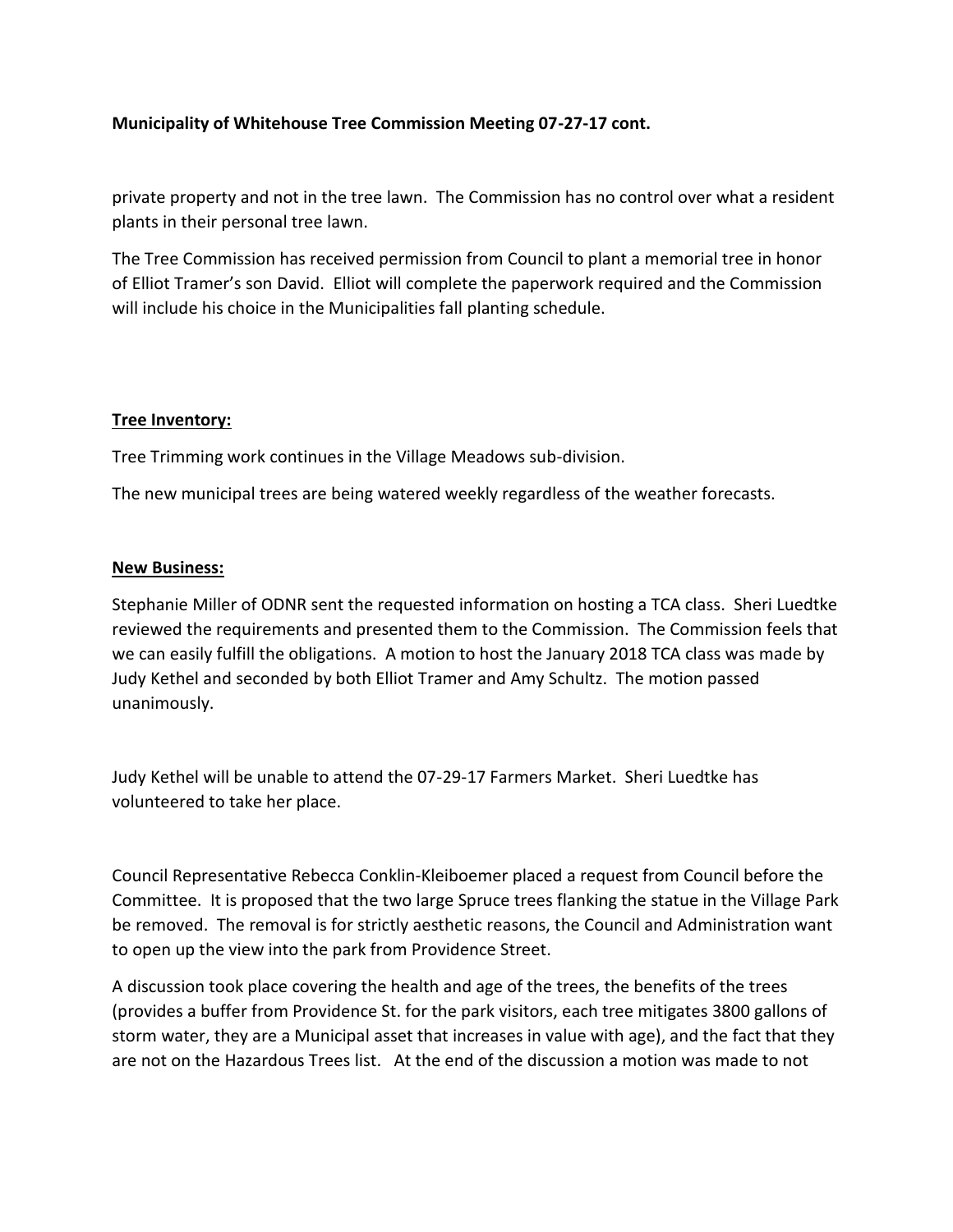**Municipality of Whitehouse Tree Commission Meeting 07-27-17 cont.**

private property and not in the tree lawn. The Commission has no control over what a resident plants in their personal tree lawn.

The Tree Commission has received permission from Council to plant a memorial tree in honor of Elliot Tramer's son David. Elliot will complete the paperwork required and the Commission will include his choice in the Municipalities fall planting schedule.

**Tree Inventory:**

Tree Trimming work continues in the Village Meadows sub-division.

The new municipal trees are being watered weekly regardless of the weather forecasts.

**New Business:**

Stephanie Miller of ODNR sent the requested information on hosting a TCA class. Sheri Luedtke reviewed the requirements and presented them to the Commission. The Commission feels that we can easily fulfill the obligations. A motion to host the January 2018 TCA class was made by Judy Kethel and seconded by both Elliot Tramer and Amy Schultz. The motion passed unanimously.

Judy Kethel will be unable to attend the 07-29-17 Farmers Market. Sheri Luedtke has volunteered to take her place.

Council Representative Rebecca Conklin-Kleiboemer placed a request from Council before the Committee. It is proposed that the two large Spruce trees flanking the statue in the Village Park be removed. The removal is for strictly aesthetic reasons, the Council and Administration want to open up the view into the park from Providence Street.

A discussion took place covering the health and age of the trees, the benefits of the trees (provides a buffer from Providence St. for the park visitors, each tree mitigates 3800 gallons of storm water, they are a Municipal asset that increases in value with age), and the fact that they are not on the Hazardous Trees list. At the end of the discussion a motion was made to not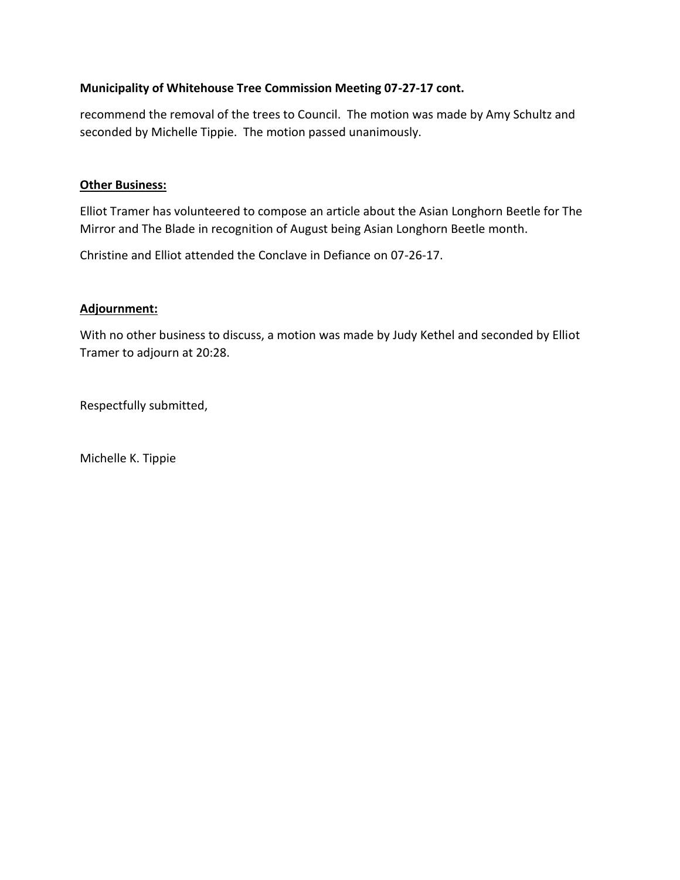**Municipality of Whitehouse Tree Commission Meeting 07-27-17 cont.**

recommend the removal of the trees to Council. The motion was made by Amy Schultz and seconded by Michelle Tippie. The motion passed unanimously.

**Other Business:**

Elliot Tramer has volunteered to compose an article about the Asian Longhorn Beetle for The Mirror and The Blade in recognition of August being Asian Longhorn Beetle month.

Christine and Elliot attended the Conclave in Defiance on 07-26-17.

**Adjournment:**

With no other business to discuss, a motion was made by Judy Kethel and seconded by Elliot Tramer to adjourn at 20:28.

Respectfully submitted,

Michelle K. Tippie